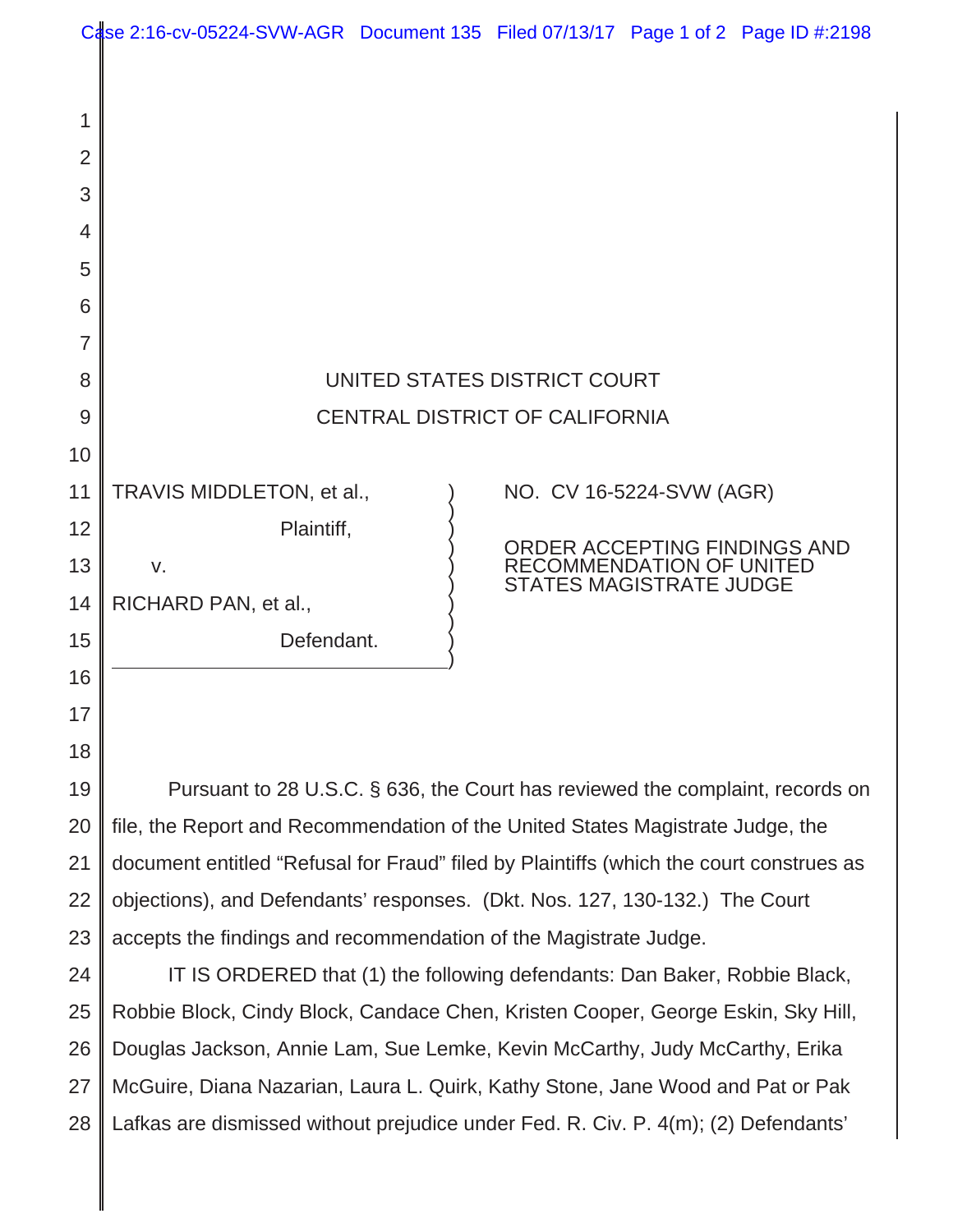UNITED STATES DISTRICT COURT

CENTRAL DISTRICT OF CALIFORNIA

TRAVIS MIDDLETON, et al.,

Plaintiff,

v.

RICHARD PAN, et al.,

Defendant.

NO. CV 16-5224-SVW (AGR)

ORDER ACCEPTING FINDINGS AND RECOMMENDATION OF UNITED STATES MAGISTRATE JUDGE

Pursuant to 28 U.S.C. § 636, the Court has reviewed the complaint, records on file, the Report and Recommendation of the United States Magistrate Judge, the document entitled "Refusal for Fraud" filed by Plaintiffs (which the court construes as objections), and Defendants' responses. (Dkt. Nos. 127, 130-132.) The Court accepts the findings and recommendation of the Magistrate Judge.

IT IS ORDERED that (1) the following defendants: Dan Baker, Robbie Black, Robbie Block, Cindy Block, Candace Chen, Kristen Cooper, George Eskin, Sky Hill, Douglas Jackson, Annie Lam, Sue Lemke, Kevin McCarthy, Judy McCarthy, Erika McGuire, Diana Nazarian, Laura L. Quirk, Kathy Stone, Jane Wood and Pat or Pak Lafkas are dismissed without prejudice under Fed. R. Civ. P. 4(m); (2) Defendants'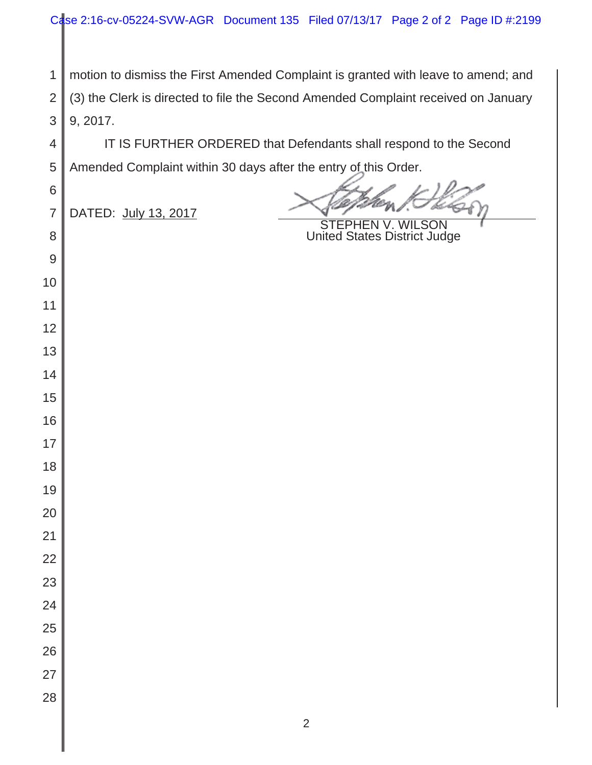motion to dismiss the First Amended Complaint is granted with leave to amend; and (3) the Clerk is directed to file the Second Amended Complaint received on January 9, 2017.

IT IS FURTHER ORDERED that Defendants shall respond to the Second Amended Complaint within 30 days after the entry of this Order.

DATED: July 13, 2017

STEPHEN V. WILSON
United States District Judge